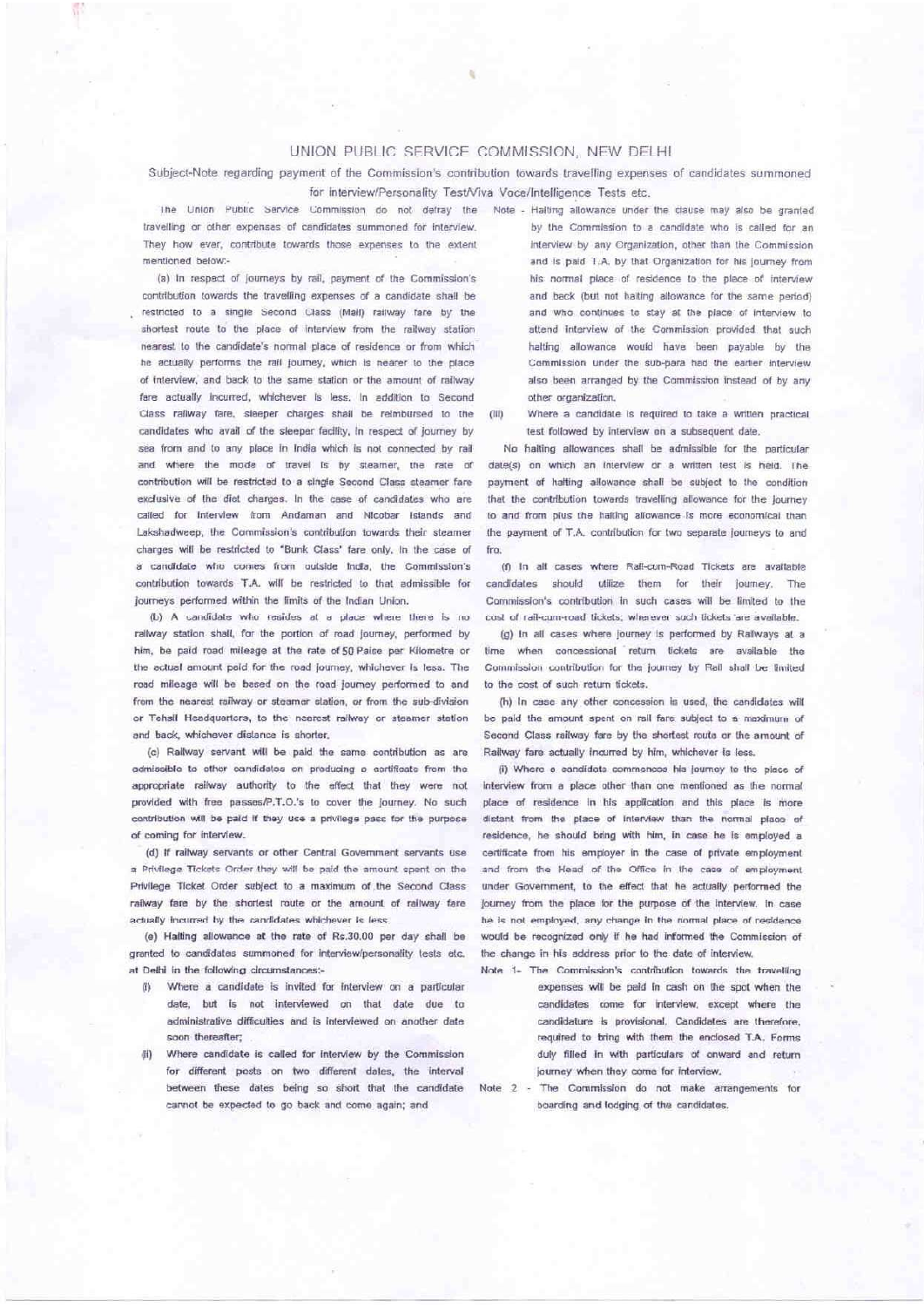# UNION PUBLIC SERVICE COMMISSION, NEW DELHI

Subject-Note regarding payment of the Commission's contribution towards travelling expenses of candidates summoned for interview/Personality Test/Viva Voce/Intelligence Tests etc.

The Union Public Service Commission do not defray the travelling or other expenses of candidates summoned for interview. They how ever, contribute towards those expenses to the extent mentioned below:-

(a) In respect of journeys by rail, payment of the Commission's contribution towards the travelling expenses of a candidate shall be restricted to a single Second Class (Mail) railway fare by the shortest route to the place of interview from the railway station nearest to the candidate's normal place of residence or from which he actually performs the rail journey, which is nearer to the place of interview, and back to the same station or the amount of railway fare actually incurred, whichever is less. In addition to Second Class railway fare, sleeper charges shall be reimbursed to the candidates who avail of the sleeper facility. In respect of journey by sea from and to any place in India which is not connected by rail and where the mode of travel is by steamer, the rate of contribution will be restricted to a single Second Class steamer fare exclusive of the diet charges. In the case of candidates who are called for interview from Andaman and Nicobar Islands and Lakshadweep, the Commission's contribution towards their steamer charges will be restricted to "Bunk Class' fare only. In the case of a candidate who comes from outside India, the Commission's contribution towards T.A. will be restricted to that admissible for journeys performed within the limits of the Indian Union.

(b) A candidate who resides at a place where there is no railway station shall, for the portion of road journey, performed by him, be paid road mileage at the rate of 50 Paise per Kilometre or the actual amount paid for the road journey, whichever is less. The road mileage will be based on the road journey performed to and from the nearest railway or steamer station, or from the sub-division or Tehsil Headquarters, to the nearest railway or steamer station and back, whichever distance is shorter.

(c) Railway servant will be paid the same contribution as are admissible to other candidates on producing a certificate from the appropriate railway authority to the effect that they were not provided with free passes/P.T.O.'s to cover the journey. No such contribution will be paid if they use a privilege pass for the purpose of coming for interview.

(d) If railway servants or other Central Government servants use a Privilege Tickets Order they will be paid the amount spent on the Privilege Ticket Order subject to a maximum of the Second Class railway fare by the shortest route or the amount of railway fare actually incurred by the candidates whichever is less.

(e) Halting allowance at the rate of Rs.30.00 per day shall be granted to candidates summoned for interview/personality tests etc. at Delhi in the following circumstances:-

(i) Where a candidate is invited for interview on a particular date, but is not interviewed on that date due to administrative difficulties and is interviewed on another date soon thereafter;

(ii) Where candidate is called for interview by the Commission for different posts on two different dates, the interval between these dates being so short that the candidate cannot be expected to go back and come again; and

Note - Halting allowance under the clause may also be granted by the Commission to a candidate who is called for an interview by any Organization, other than the Commission and is paid T.A. by that Organization for his journey from his normal place of residence to the place of interview and back (but not halting allowance for the same period) and who continues to stay at the place of interview to attend interview of the Commission provided that such halting allowance would have been payable by the Commission under the sub-para had the earlier interview also been arranged by the Commission instead of by any other organization.

(iii) Where a candidate is required to take a written practical test followed by interview on a subsequent date.

No halting allowances shall be admissible for the particular date(s) on which an interview or a written test is held. The payment of halting allowance shall be subject to the condition that the contribution towards travelling allowance for the journey to and from plus the halting allowance is more economical than the payment of T.A. contribution for two separate journeys to and fro.

(f) In all cases where Rail-cum-Road Tickets are available candidates should utilize them for their journey. The Commission's contribution in such cases will be limited to the cost of rail-cum-road tickets, wherever such tickets are available.

(g) In all cases where journey is performed by Railways at a time when concessional return tickets are available the Commission contribution for the journey by Rail shall be limited to the cost of such return tickets.

(h) In case any other concession is used, the candidates will be paid the amount spent on rail fare subject to a maximum of Second Class railway fare by the shortest route or the amount of Railway fare actually incurred by him, whichever is less.

(i) Where a candidate commences his journey to the place of interview from a place other than one mentioned as the normal place of residence in his application and this place is more distant from the place of interview than the normal place of residence, he should bring with him, in case he is employed a certificate from his employer in the case of private employment and from the Head of the Office in the case of employment under Government, to the effect that he actually performed the journey from the place for the purpose of the interview. In case he is not employed, any change in the normal place of residence would be recognized only if he had informed the Commission of the change in his address prior to the date of interview.

Note 1- The Commission's contribution towards the travelling expenses will be paid in cash on the spot when the candidates come for interview, except where the candidature is provisional. Candidates are therefore, required to bring with them the enclosed T.A. Forms duly filled in with particulars of onward and return journey when they come for interview.

Note 2 - The Commission do not make arrangements for boarding and lodging of the candidates.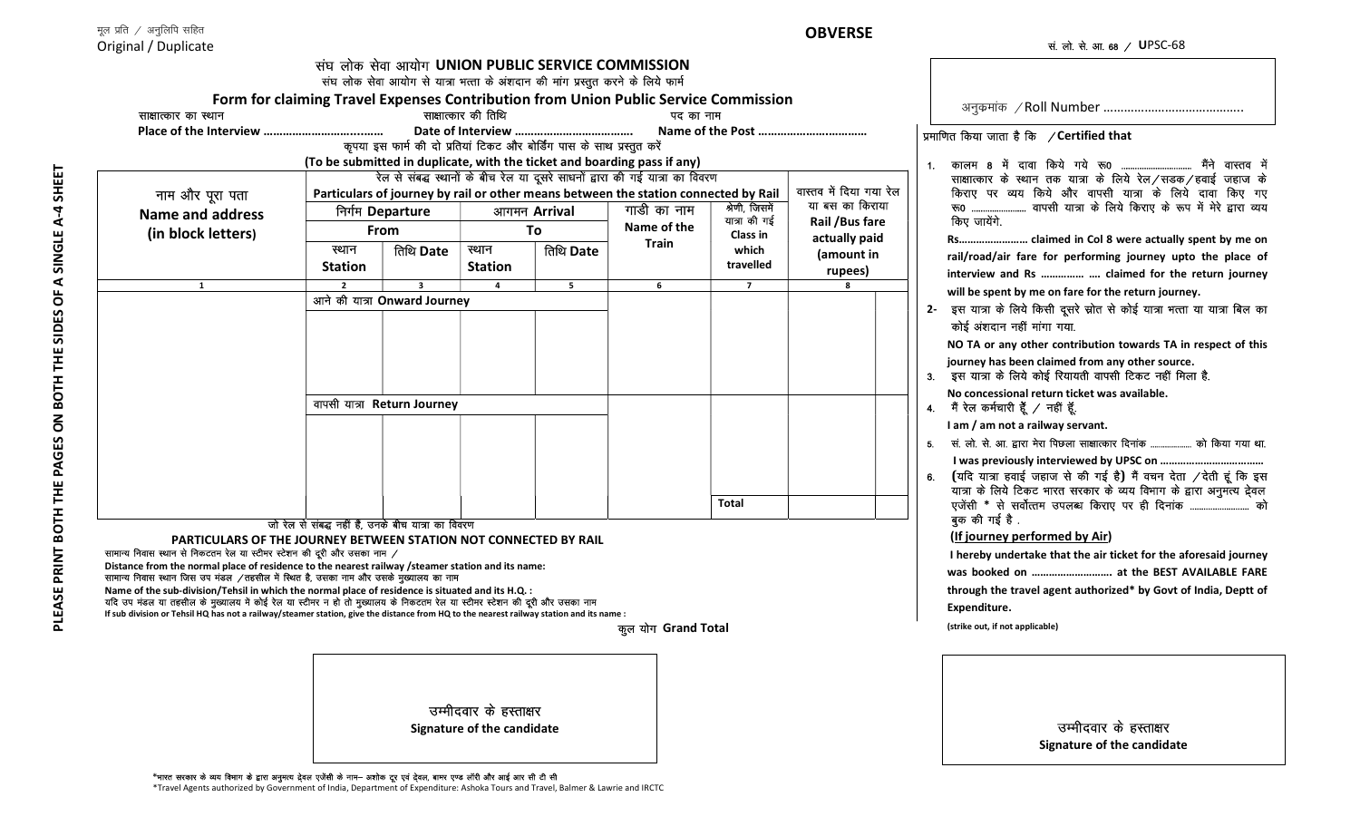मूल प्रति / अनुलिपि सहित
Original / Duplicate

**OBVERSE**

सं. लो. से. आ. 68 / UPSC-68

PLEASE PRINT BOTH THE PAGES ON BOTH THE SIDES OF A SINGLE A-4 SHEET

# संघ लोक सेवा आयोग UNION PUBLIC SERVICE COMMISSION

संघ लोक सेवा आयोग से यात्रा भत्ता के अंशदान की मांग प्रस्तुत करने के लिये फार्म

**Form for claiming Travel Expenses Contribution from Union Public Service Commission**

साक्षात्कार का स्थान **Place of the Interview ..................................** साक्षात्कार की तिथि **Date of Interview ..................................** पद का नाम **Name of the Post ..................................**

कृपया इस फार्म की दो प्रतियां टिकट और बोर्डिंग पास के साथ प्रस्तुत करें
**(To be submitted in duplicate, with the ticket and boarding pass if any)**

| नाम और पूरा पता **Name and address (in block letters)** | रेल से संबद्ध स्थानों के बीच रेल या दूसरे साधनों द्वारा की गई यात्रा का विवरण **Particulars of journey by rail or other means between the station connected by Rail** | | | | | | वास्तव में दिया गया रेल या बस का किराया **Rail /Bus fare actually paid (amount in rupees)** | |
|---|---|---|---|---|---|---|---|---|
| | निर्गम **Departure From** | | आगमन **Arrival To** | | गाडी का नाम **Name of the Train** | श्रेणी, जिसमें यात्रा की गई **Class in which travelled** | | |
| | स्थान **Station** | तिथि **Date** | स्थान **Station** | तिथि **Date** | | | | |
| 1 | 2 | 3 | 4 | 5 | 6 | 7 | 8 | |
| | आने की यात्रा **Onward Journey** | | | | | | | |
| | | | | | | | | |
| | वापसी यात्रा **Return Journey** | | | | | | | |
| | | | | | | | | |
| | | | | | | **Total** | | |

जो रेल से संबद्ध नहीं है, उनके बीच यात्रा का विवरण
**PARTICULARS OF THE JOURNEY BETWEEN STATION NOT CONNECTED BY RAIL**

सामान्य निवास स्थान से निकटतम रेल या स्टीमर स्टेशन की दूरी और उसका नाम /
**Distance from the normal place of residence to the nearest railway /steamer station and its name:**

सामान्य निवास स्थान जिस उप मंडल /तहसील में स्थित है, उसका नाम और उसके मुख्यालय का नाम
**Name of the sub-division/Tehsil in which the normal place of residence is situated and its H.Q. :**

यदि उप मंडल या तहसील के मुख्यालय में कोई रेल या स्टीमर न हो तो मुख्यालय के निकटतम रेल या स्टीमर स्टेशन की दूरी और उसका नाम
**If sub division or Tehsil HQ has not a railway/steamer station, give the distance from HQ to the nearest railway station and its name :**

कुल योग **Grand Total**

उम्मीदवार के हस्ताक्षर
**Signature of the candidate**

\*भारत सरकार के व्यय विभाग के द्वारा अनुमत्य ट्रेवल एजेंसी के नाम– अशोक टूर एवं ट्रेवल, बामर एण्ड लॉरी और आई आर सी टी सी
\*Travel Agents authorized by Government of India, Department of Expenditure: Ashoka Tours and Travel, Balmer & Lawrie and IRCTC

---

अनुक्रमांक / Roll Number ..........................................

प्रमाणित किया जाता है कि / **Certified that**

1. कालम 8 में दावा किये गये रू0 ........................ मैंने वास्तव में साक्षात्कार के स्थान तक यात्रा के लिये रेल/सडक/हवाई जहाज के किराए पर व्यय किये और वापसी यात्रा के लिये दावा किए गए रू0 ........................ वापसी यात्रा के लिये किराए के रूप में मेरे द्वारा व्यय किए जायेंगे.
   **Rs........................ claimed in Col 8 were actually spent by me on rail/road/air fare for performing journey upto the place of interview and Rs ............... .... claimed for the return journey will be spent by me on fare for the return journey.**
2. इस यात्रा के लिये किसी दूसरे स्रोत से कोई यात्रा भत्ता या यात्रा बिल का कोई अंशदान नहीं मांगा गया.
   **NO TA or any other contribution towards TA in respect of this journey has been claimed from any other source.**
3. इस यात्रा के लिये कोई रियायती वापसी टिकट नहीं मिला है.
   **No concessional return ticket was available.**
4. मैं रेल कर्मचारी हूँ / नहीं हूँ.
   **I am / am not a railway servant.**
5. सं. लो. से. आ. द्वारा मेरा पिछला साक्षात्कार दिनांक ................... को किया गया था.
   **I was previously interviewed by UPSC on ...................................**
6. **(**यदि यात्रा हवाई जहाज से की गई है**)** मैं वचन देता /देती हूं कि इस यात्रा के लिये टिकट भारत सरकार के व्यय विभाग के द्वारा अनुमत्य ट्रेवल एजेंसी \* से सर्वोत्तम उपलब्ध किराए पर ही दिनांक ........................ को बुक की गई है .
   **(If journey performed by Air)**
   **I hereby undertake that the air ticket for the aforesaid journey was booked on ............................ at the BEST AVAILABLE FARE through the travel agent authorized\* by Govt of India, Deptt of Expenditure.**

**(strike out, if not applicable)**

उम्मीदवार के हस्ताक्षर
**Signature of the candidate**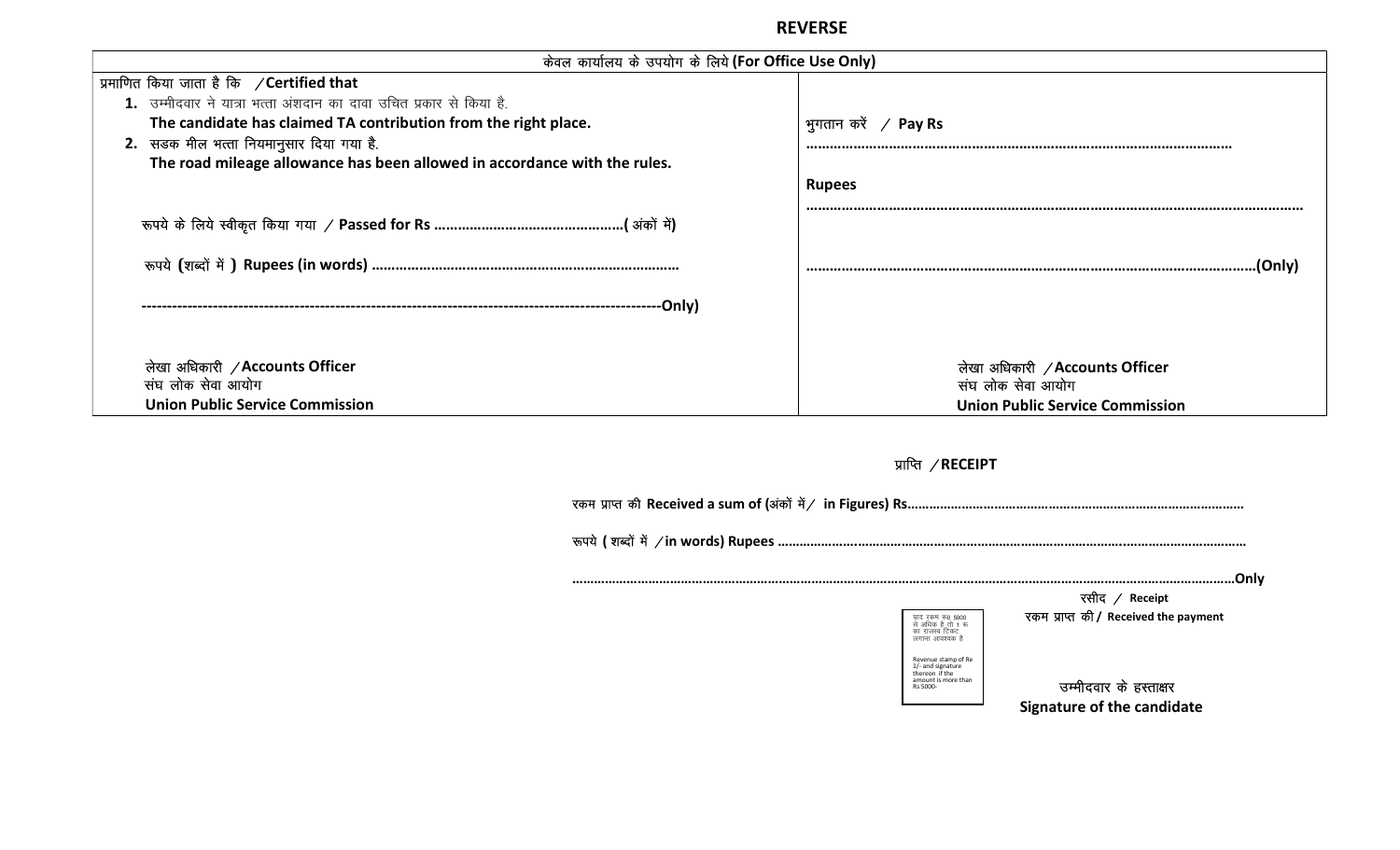## REVERSE

| केवल कार्यालय के उपयोग के लिये **(For Office Use Only)** | |
|---|---|
| प्रमाणित किया जाता है कि /**Certified that**<br>**1.** उम्मीदवार ने यात्रा भत्ता अंशदान का दावा उचित प्रकार से किया है.<br>**The candidate has claimed TA contribution from the right place.**<br>**2.** सडक मील भत्ता नियमानुसार दिया गया है.<br>**The road mileage allowance has been allowed in accordance with the rules.**<br><br>रूपये के लिये स्वीकृत किया गया / **Passed for Rs ..............................................(** अंकों में**)**<br><br>रूपये **(**शब्दों में **) Rupees (in words) ...........................................................................**<br><br>**----------------------------------------------------------------------------------------------------Only)**<br><br>लेखा अधिकारी /**Accounts Officer**<br>संघ लोक सेवा आयोग<br>**Union Public Service Commission** | भुगतान करें / **Pay Rs**<br>**..........................................................................................................**<br><br>**Rupees**<br>**...........................................................................................................................**<br><br>**...........................................................................................................(Only)**<br><br>लेखा अधिकारी /**Accounts Officer**<br>संघ लोक सेवा आयोग<br>**Union Public Service Commission** |

प्राप्ति /**RECEIPT**

रकम प्राप्त की **Received a sum of (**अंकों में/ **in Figures) Rs..........................................................................................**

रूपये **(** शब्दों में /**in words) Rupees ..................................................................................................................................**

**......................................................................................................................................................................................Only**

यदि रकम रू0 5000 से अधिक है तो 1 रू का राजस्व टिकट लगाना आवश्यक है

Revenue stamp of Re 1/- and signature thereon if the amount is more than Rs 5000-

रसीद / **Receipt**

रकम प्राप्त की/ **Received the payment**

उम्मीदवार के हस्ताक्षर

**Signature of the candidate**